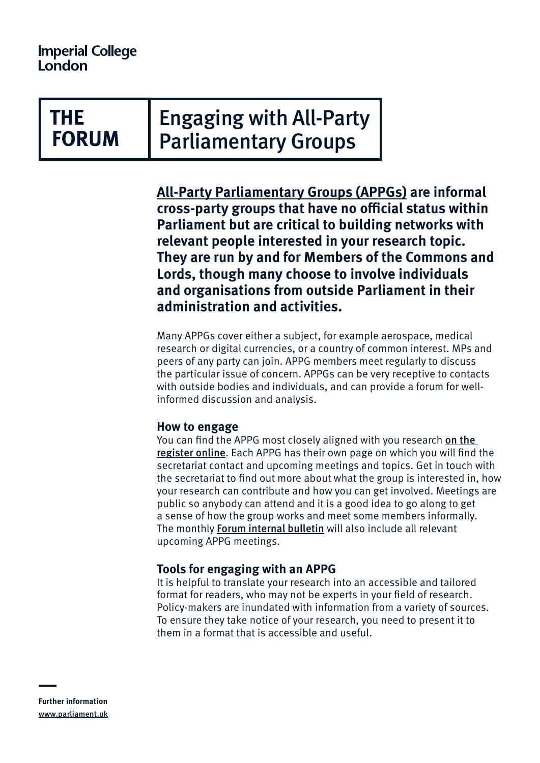Imperial College London

# THE FORUM | Engaging with All-Party Parliamentary Groups

**All-Party Parliamentary Groups (APPGs) are informal cross-party groups that have no official status within Parliament but are critical to building networks with relevant people interested in your research topic. They are run by and for Members of the Commons and Lords, though many choose to involve individuals and organisations from outside Parliament in their administration and activities.**

Many APPGs cover either a subject, for example aerospace, medical research or digital currencies, or a country of common interest. MPs and peers of any party can join. APPG members meet regularly to discuss the particular issue of concern. APPGs can be very receptive to contacts with outside bodies and individuals, and can provide a forum for well-informed discussion and analysis.

### How to engage

You can find the APPG most closely aligned with you research on the register online. Each APPG has their own page on which you will find the secretariat contact and upcoming meetings and topics. Get in touch with the secretariat to find out more about what the group is interested in, how your research can contribute and how you can get involved. Meetings are public so anybody can attend and it is a good idea to go along to get a sense of how the group works and meet some members informally. The monthly Forum internal bulletin will also include all relevant upcoming APPG meetings.

### Tools for engaging with an APPG

It is helpful to translate your research into an accessible and tailored format for readers, who may not be experts in your field of research. Policy-makers are inundated with information from a variety of sources. To ensure they take notice of your research, you need to present it to them in a format that is accessible and useful.

**Further information**
www.parliament.uk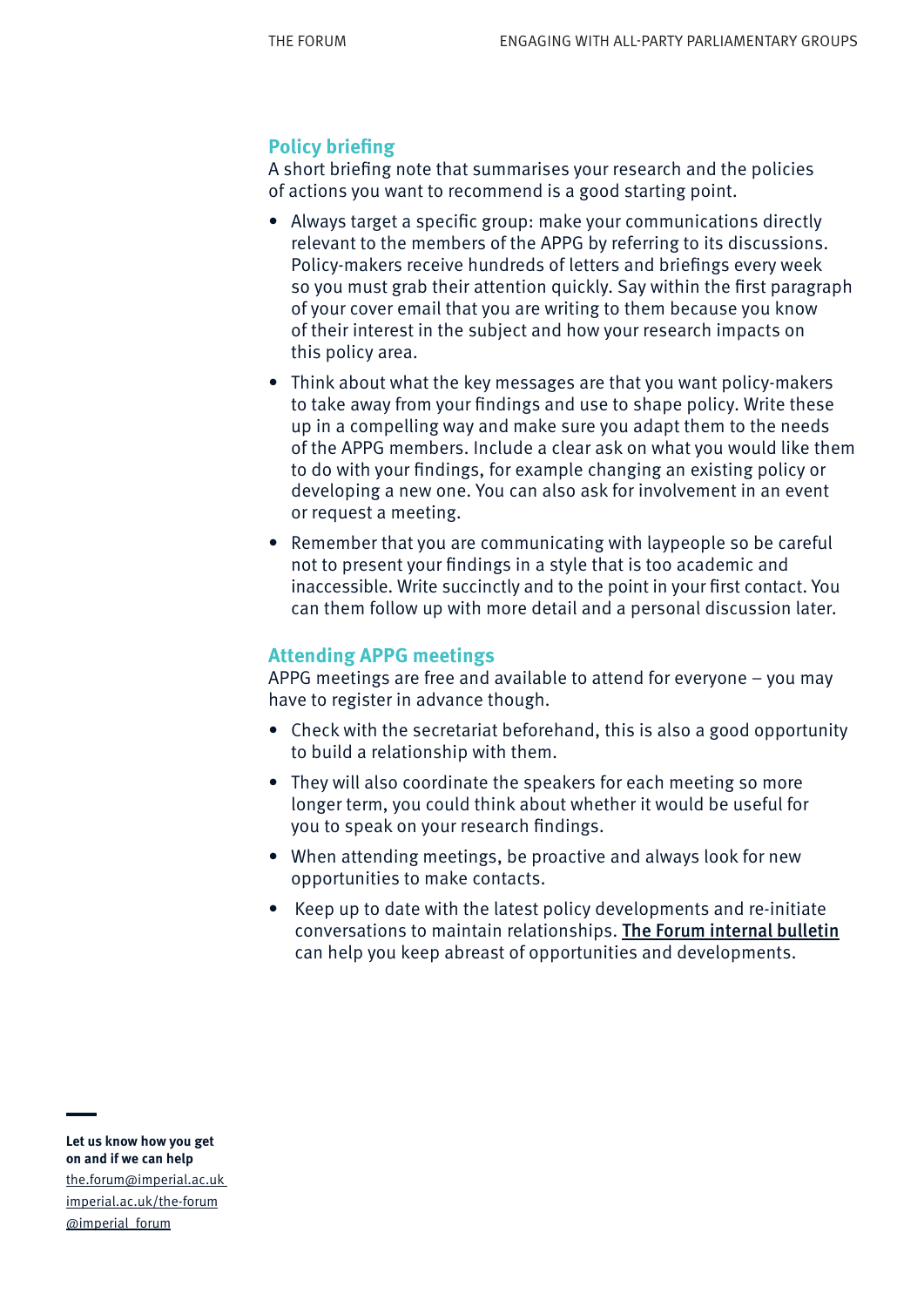## Policy briefing

A short briefing note that summarises your research and the policies of actions you want to recommend is a good starting point.

- Always target a specific group: make your communications directly relevant to the members of the APPG by referring to its discussions. Policy-makers receive hundreds of letters and briefings every week so you must grab their attention quickly. Say within the first paragraph of your cover email that you are writing to them because you know of their interest in the subject and how your research impacts on this policy area.
- Think about what the key messages are that you want policy-makers to take away from your findings and use to shape policy. Write these up in a compelling way and make sure you adapt them to the needs of the APPG members. Include a clear ask on what you would like them to do with your findings, for example changing an existing policy or developing a new one. You can also ask for involvement in an event or request a meeting.
- Remember that you are communicating with laypeople so be careful not to present your findings in a style that is too academic and inaccessible. Write succinctly and to the point in your first contact. You can them follow up with more detail and a personal discussion later.

## Attending APPG meetings

APPG meetings are free and available to attend for everyone – you may have to register in advance though.

- Check with the secretariat beforehand, this is also a good opportunity to build a relationship with them.
- They will also coordinate the speakers for each meeting so more longer term, you could think about whether it would be useful for you to speak on your research findings.
- When attending meetings, be proactive and always look for new opportunities to make contacts.
- Keep up to date with the latest policy developments and re-initiate conversations to maintain relationships. The Forum internal bulletin can help you keep abreast of opportunities and developments.

**Let us know how you get on and if we can help**

the.forum@imperial.ac.uk

imperial.ac.uk/the-forum

@imperial_forum